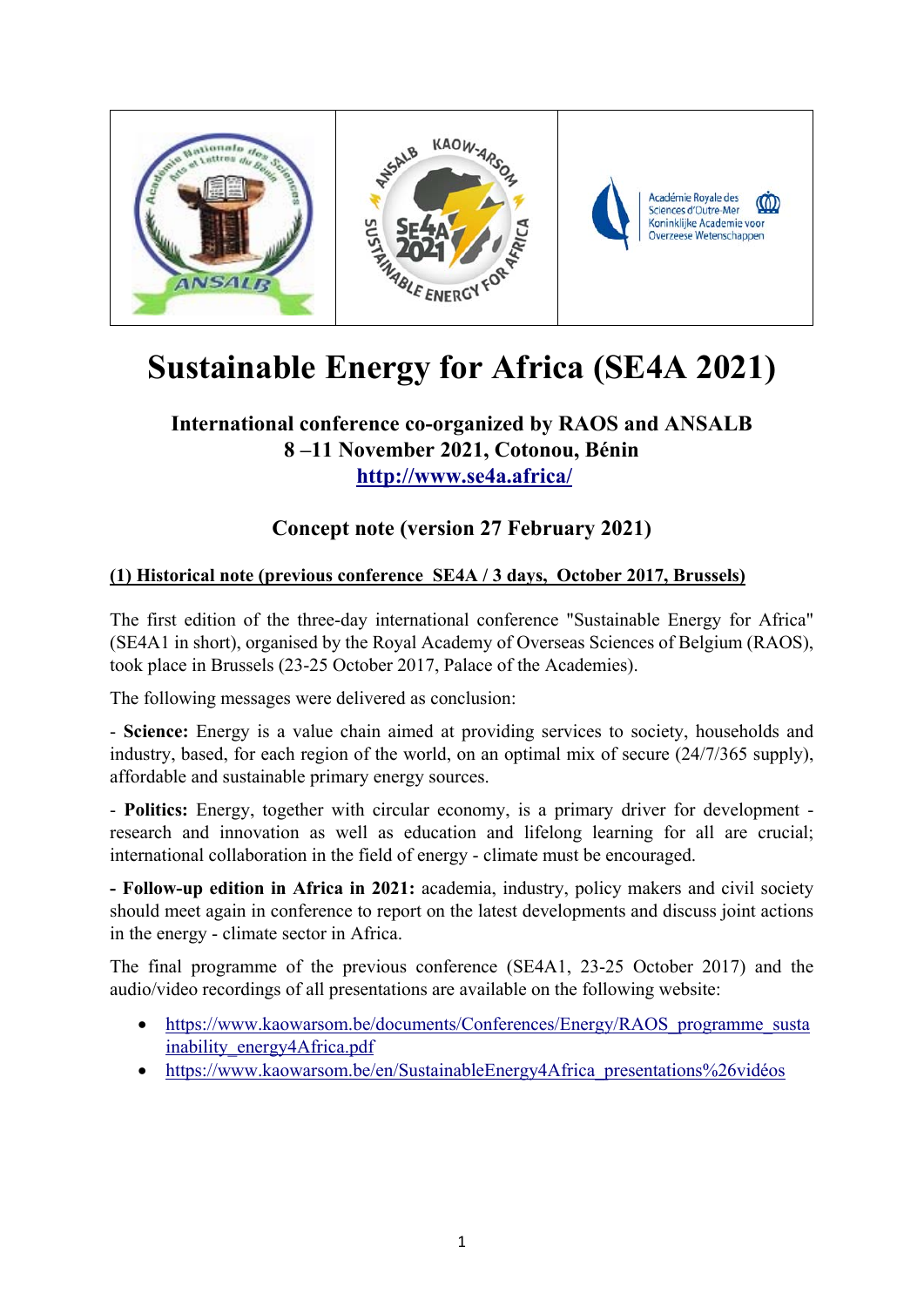# Sustainable Energy for Africa (SE4A 2021)

### International conference co-organized by RAOS and ANSALB
### 8 –11 November 2021, Cotonou, Bénin
### http://www.se4a.africa/

### Concept note (version 27 February 2021)

**(1) Historical note (previous conference SE4A / 3 days, October 2017, Brussels)**

The first edition of the three-day international conference "Sustainable Energy for Africa" (SE4A1 in short), organised by the Royal Academy of Overseas Sciences of Belgium (RAOS), took place in Brussels (23-25 October 2017, Palace of the Academies).

The following messages were delivered as conclusion:

- **Science:** Energy is a value chain aimed at providing services to society, households and industry, based, for each region of the world, on an optimal mix of secure (24/7/365 supply), affordable and sustainable primary energy sources.

- **Politics:** Energy, together with circular economy, is a primary driver for development - research and innovation as well as education and lifelong learning for all are crucial; international collaboration in the field of energy - climate must be encouraged.

**- Follow-up edition in Africa in 2021:** academia, industry, policy makers and civil society should meet again in conference to report on the latest developments and discuss joint actions in the energy - climate sector in Africa.

The final programme of the previous conference (SE4A1, 23-25 October 2017) and the audio/video recordings of all presentations are available on the following website:

- https://www.kaowarsom.be/documents/Conferences/Energy/RAOS_programme_sustainability_energy4Africa.pdf
- https://www.kaowarsom.be/en/SustainableEnergy4Africa_presentations%26vidéos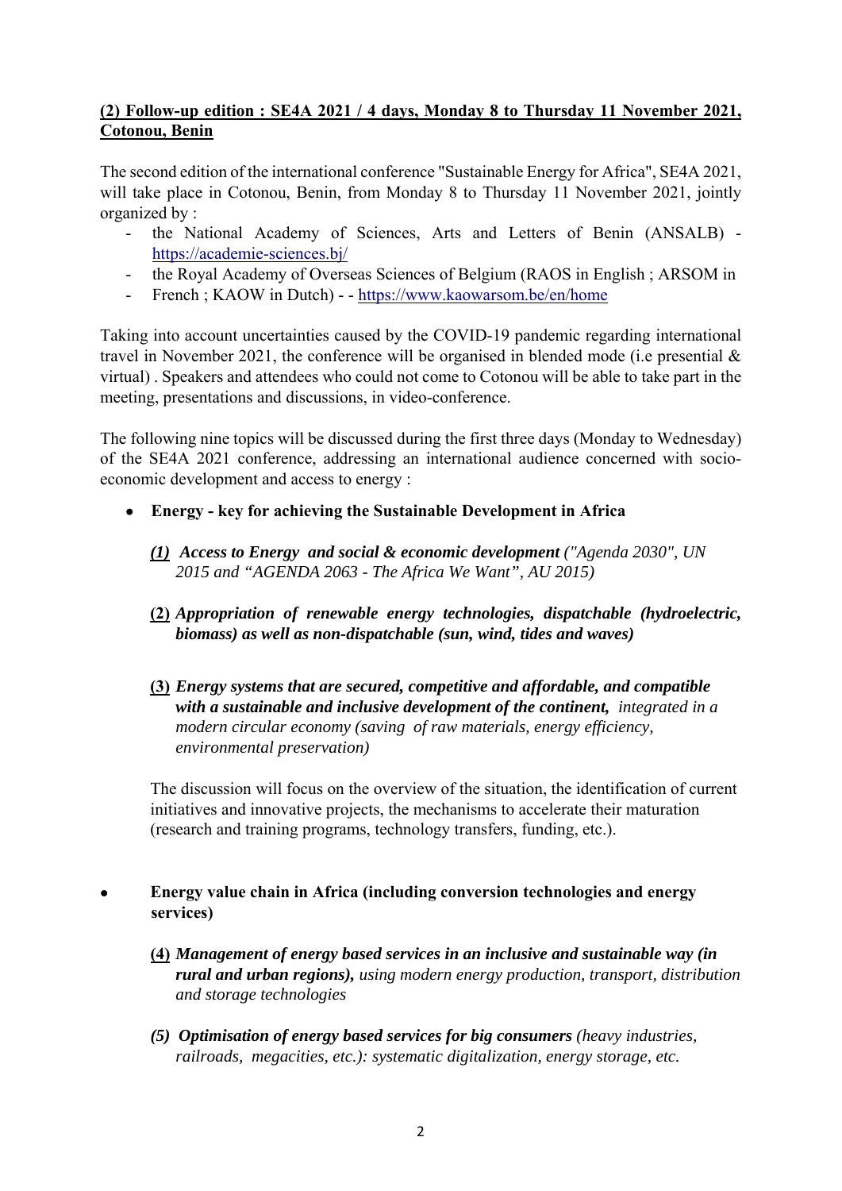**(2) Follow-up edition : SE4A 2021 / 4 days, Monday 8 to Thursday 11 November 2021, Cotonou, Benin**

The second edition of the international conference "Sustainable Energy for Africa", SE4A 2021, will take place in Cotonou, Benin, from Monday 8 to Thursday 11 November 2021, jointly organized by :

- the National Academy of Sciences, Arts and Letters of Benin (ANSALB) - https://academie-sciences.bj/
- the Royal Academy of Overseas Sciences of Belgium (RAOS in English ; ARSOM in
- French ; KAOW in Dutch) - - https://www.kaowarsom.be/en/home

Taking into account uncertainties caused by the COVID-19 pandemic regarding international travel in November 2021, the conference will be organised in blended mode (i.e presential & virtual) . Speakers and attendees who could not come to Cotonou will be able to take part in the meeting, presentations and discussions, in video-conference.

The following nine topics will be discussed during the first three days (Monday to Wednesday) of the SE4A 2021 conference, addressing an international audience concerned with socio-economic development and access to energy :

- **Energy - key for achieving the Sustainable Development in Africa**

  ***(1) Access to Energy and social & economic development*** *("Agenda 2030", UN 2015 and "AGENDA 2063 - The Africa We Want", AU 2015)*

  **(2)** ***Appropriation of renewable energy technologies, dispatchable (hydroelectric, biomass) as well as non-dispatchable (sun, wind, tides and waves)***

  **(3)** ***Energy systems that are secured, competitive and affordable, and compatible with a sustainable and inclusive development of the continent,*** *integrated in a modern circular economy (saving of raw materials, energy efficiency, environmental preservation)*

  The discussion will focus on the overview of the situation, the identification of current initiatives and innovative projects, the mechanisms to accelerate their maturation (research and training programs, technology transfers, funding, etc.).

- **Energy value chain in Africa (including conversion technologies and energy services)**

  **(4)** ***Management of energy based services in an inclusive and sustainable way (in rural and urban regions),*** *using modern energy production, transport, distribution and storage technologies*

  ***(5) Optimisation of energy based services for big consumers*** *(heavy industries, railroads, megacities, etc.): systematic digitalization, energy storage, etc.*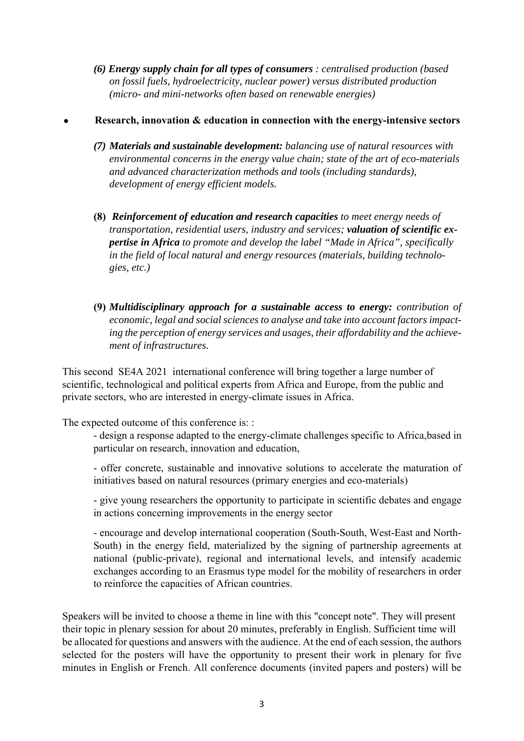*(6) **Energy supply chain for all types of consumers** : centralised production (based on fossil fuels, hydroelectricity, nuclear power) versus distributed production (micro- and mini-networks often based on renewable energies)*

- **Research, innovation & education in connection with the energy-intensive sectors**

  *(7) **Materials and sustainable development:** balancing use of natural resources with environmental concerns in the energy value chain; state of the art of eco-materials and advanced characterization methods and tools (including standards), development of energy efficient models.*

  **(8)** ***Reinforcement of education and research capacities*** *to meet energy needs of transportation, residential users, industry and services;* ***valuation of scientific expertise in Africa*** *to promote and develop the label "Made in Africa", specifically in the field of local natural and energy resources (materials, building technologies, etc.)*

  **(9)** ***Multidisciplinary approach for a sustainable access to energy:*** *contribution of economic, legal and social sciences to analyse and take into account factors impacting the perception of energy services and usages, their affordability and the achievement of infrastructures.*

This second SE4A 2021 international conference will bring together a large number of scientific, technological and political experts from Africa and Europe, from the public and private sectors, who are interested in energy-climate issues in Africa.

The expected outcome of this conference is: :

- design a response adapted to the energy-climate challenges specific to Africa,based in particular on research, innovation and education,
- offer concrete, sustainable and innovative solutions to accelerate the maturation of initiatives based on natural resources (primary energies and eco-materials)
- give young researchers the opportunity to participate in scientific debates and engage in actions concerning improvements in the energy sector
- encourage and develop international cooperation (South-South, West-East and North-South) in the energy field, materialized by the signing of partnership agreements at national (public-private), regional and international levels, and intensify academic exchanges according to an Erasmus type model for the mobility of researchers in order to reinforce the capacities of African countries.

Speakers will be invited to choose a theme in line with this "concept note". They will present their topic in plenary session for about 20 minutes, preferably in English. Sufficient time will be allocated for questions and answers with the audience. At the end of each session, the authors selected for the posters will have the opportunity to present their work in plenary for five minutes in English or French. All conference documents (invited papers and posters) will be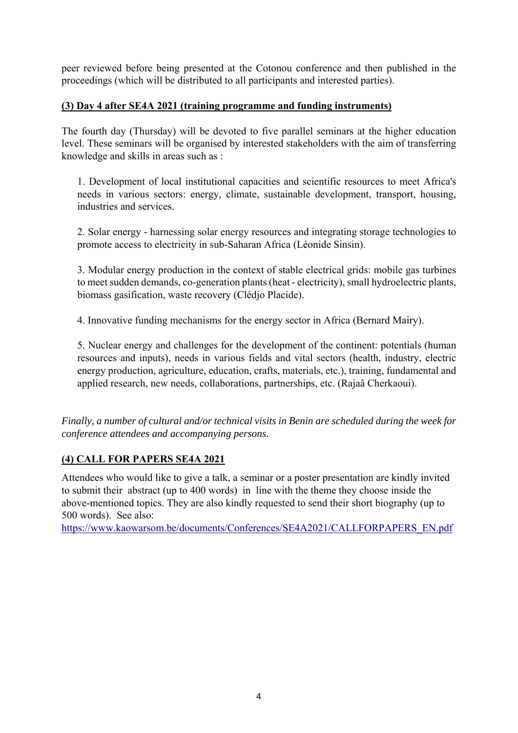peer reviewed before being presented at the Cotonou conference and then published in the proceedings (which will be distributed to all participants and interested parties).

## (3) Day 4 after SE4A 2021 (training programme and funding instruments)

The fourth day (Thursday) will be devoted to five parallel seminars at the higher education level. These seminars will be organised by interested stakeholders with the aim of transferring knowledge and skills in areas such as :

1. Development of local institutional capacities and scientific resources to meet Africa's needs in various sectors: energy, climate, sustainable development, transport, housing, industries and services.

2. Solar energy - harnessing solar energy resources and integrating storage technologies to promote access to electricity in sub-Saharan Africa (Léonide Sinsin).

3. Modular energy production in the context of stable electrical grids: mobile gas turbines to meet sudden demands, co-generation plants (heat - electricity), small hydroelectric plants, biomass gasification, waste recovery (Clédjo Placide).

4. Innovative funding mechanisms for the energy sector in Africa (Bernard Mairy).

5. Nuclear energy and challenges for the development of the continent: potentials (human resources and inputs), needs in various fields and vital sectors (health, industry, electric energy production, agriculture, education, crafts, materials, etc.), training, fundamental and applied research, new needs, collaborations, partnerships, etc. (Rajaâ Cherkaoui).

*Finally, a number of cultural and/or technical visits in Benin are scheduled during the week for conference attendees and accompanying persons.*

## (4) CALL FOR PAPERS SE4A 2021

Attendees who would like to give a talk, a seminar or a poster presentation are kindly invited to submit their abstract (up to 400 words) in line with the theme they choose inside the above-mentioned topics. They are also kindly requested to send their short biography (up to 500 words). See also:
https://www.kaowarsom.be/documents/Conferences/SE4A2021/CALLFORPAPERS_EN.pdf